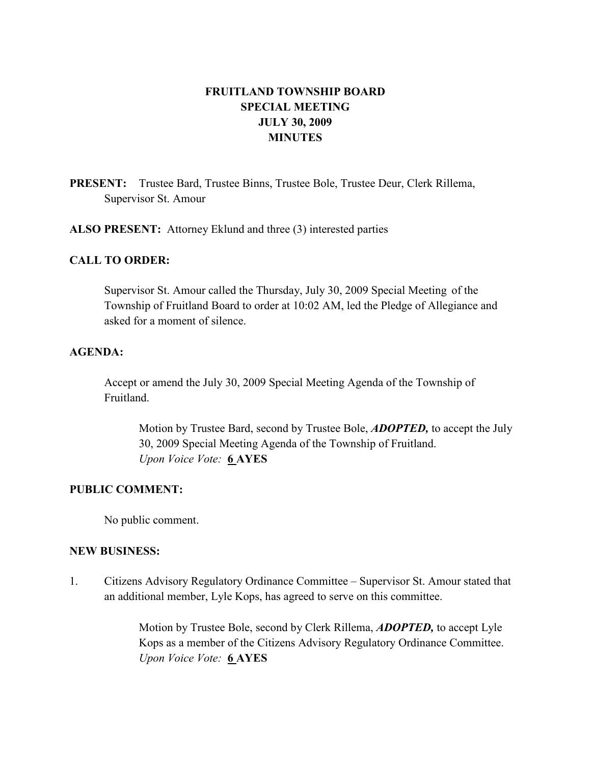# FRUITLAND TOWNSHIP BOARD
## SPECIAL MEETING
## JULY 30, 2009
## MINUTES

**PRESENT:** Trustee Bard, Trustee Binns, Trustee Bole, Trustee Deur, Clerk Rillema, Supervisor St. Amour

**ALSO PRESENT:** Attorney Eklund and three (3) interested parties

**CALL TO ORDER:**

Supervisor St. Amour called the Thursday, July 30, 2009 Special Meeting of the Township of Fruitland Board to order at 10:02 AM, led the Pledge of Allegiance and asked for a moment of silence.

**AGENDA:**

Accept or amend the July 30, 2009 Special Meeting Agenda of the Township of Fruitland.

> Motion by Trustee Bard, second by Trustee Bole, ***ADOPTED,*** to accept the July 30, 2009 Special Meeting Agenda of the Township of Fruitland.
> *Upon Voice Vote:* **6 AYES**

**PUBLIC COMMENT:**

No public comment.

**NEW BUSINESS:**

1. Citizens Advisory Regulatory Ordinance Committee – Supervisor St. Amour stated that an additional member, Lyle Kops, has agreed to serve on this committee.

> Motion by Trustee Bole, second by Clerk Rillema, ***ADOPTED,*** to accept Lyle Kops as a member of the Citizens Advisory Regulatory Ordinance Committee.
> *Upon Voice Vote:* **6 AYES**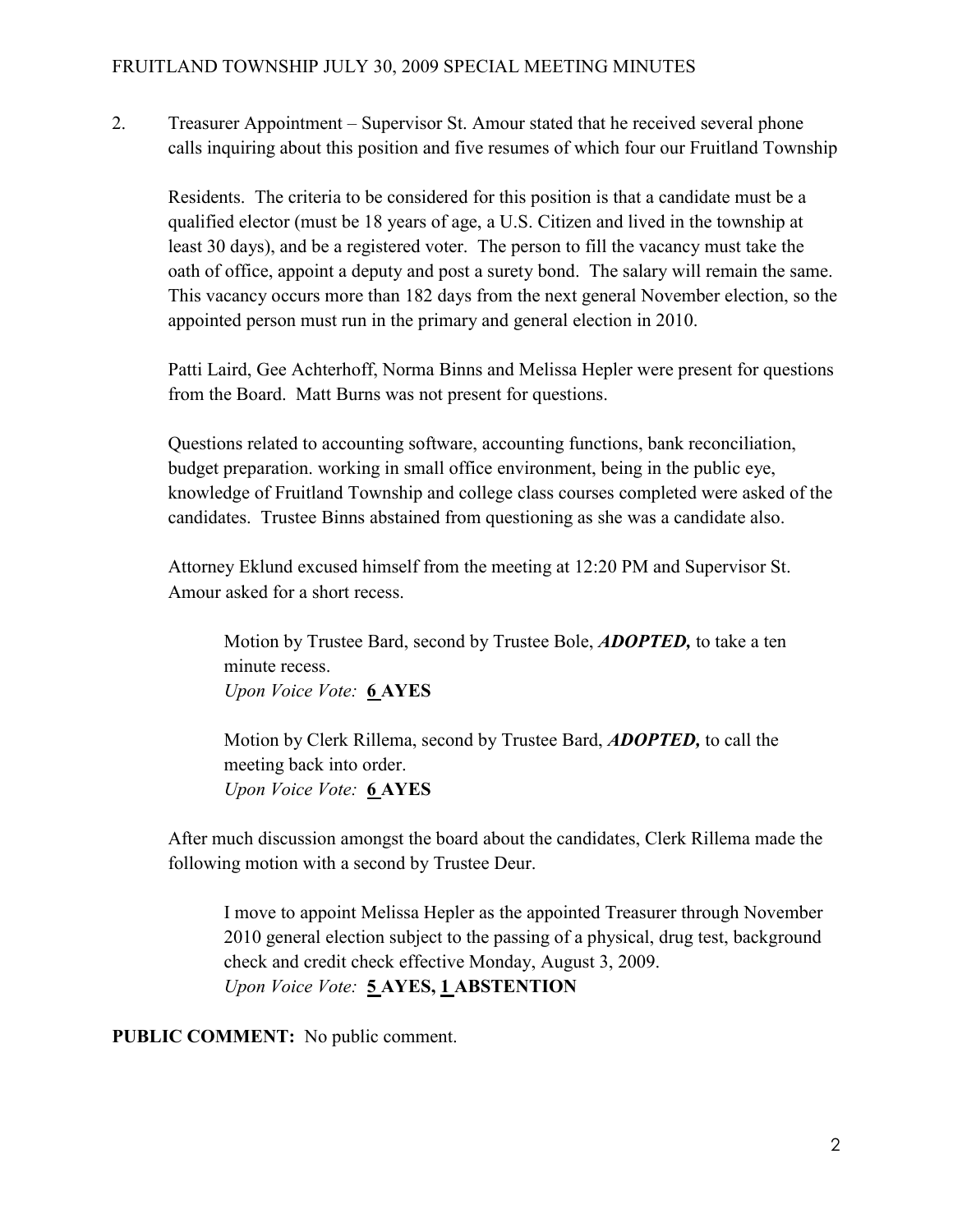2. Treasurer Appointment – Supervisor St. Amour stated that he received several phone calls inquiring about this position and five resumes of which four our Fruitland Township

   Residents. The criteria to be considered for this position is that a candidate must be a qualified elector (must be 18 years of age, a U.S. Citizen and lived in the township at least 30 days), and be a registered voter. The person to fill the vacancy must take the oath of office, appoint a deputy and post a surety bond. The salary will remain the same. This vacancy occurs more than 182 days from the next general November election, so the appointed person must run in the primary and general election in 2010.

   Patti Laird, Gee Achterhoff, Norma Binns and Melissa Hepler were present for questions from the Board. Matt Burns was not present for questions.

   Questions related to accounting software, accounting functions, bank reconciliation, budget preparation. working in small office environment, being in the public eye, knowledge of Fruitland Township and college class courses completed were asked of the candidates. Trustee Binns abstained from questioning as she was a candidate also.

   Attorney Eklund excused himself from the meeting at 12:20 PM and Supervisor St. Amour asked for a short recess.

   > Motion by Trustee Bard, second by Trustee Bole, ***ADOPTED,*** to take a ten minute recess.
   > *Upon Voice Vote:* **6 AYES**

   > Motion by Clerk Rillema, second by Trustee Bard, ***ADOPTED,*** to call the meeting back into order.
   > *Upon Voice Vote:* **6 AYES**

   After much discussion amongst the board about the candidates, Clerk Rillema made the following motion with a second by Trustee Deur.

   > I move to appoint Melissa Hepler as the appointed Treasurer through November 2010 general election subject to the passing of a physical, drug test, background check and credit check effective Monday, August 3, 2009.
   > *Upon Voice Vote:* **5 AYES, 1 ABSTENTION**

**PUBLIC COMMENT:** No public comment.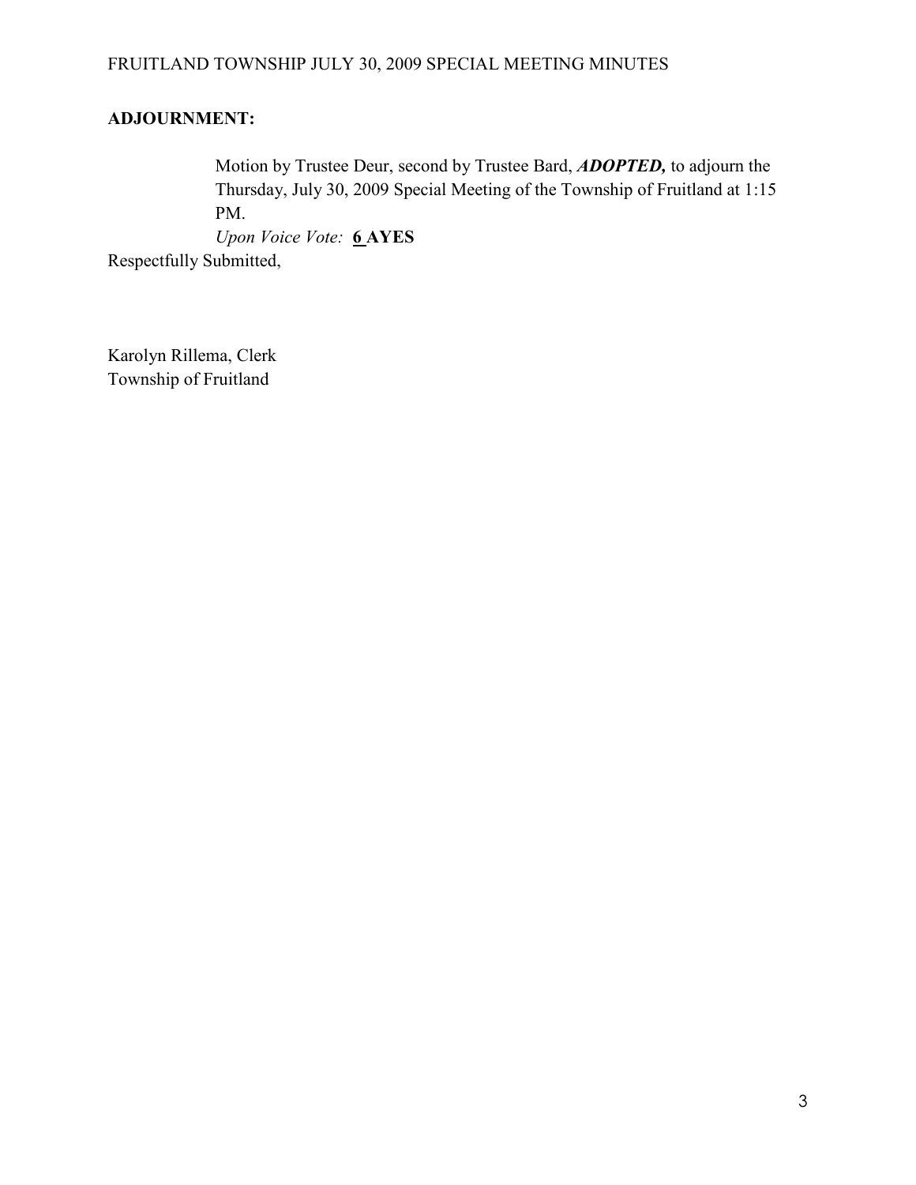**ADJOURNMENT:**

Motion by Trustee Deur, second by Trustee Bard, ***ADOPTED,*** to adjourn the Thursday, July 30, 2009 Special Meeting of the Township of Fruitland at 1:15 PM.

*Upon Voice Vote:* **6 AYES**

Respectfully Submitted,

Karolyn Rillema, Clerk
Township of Fruitland